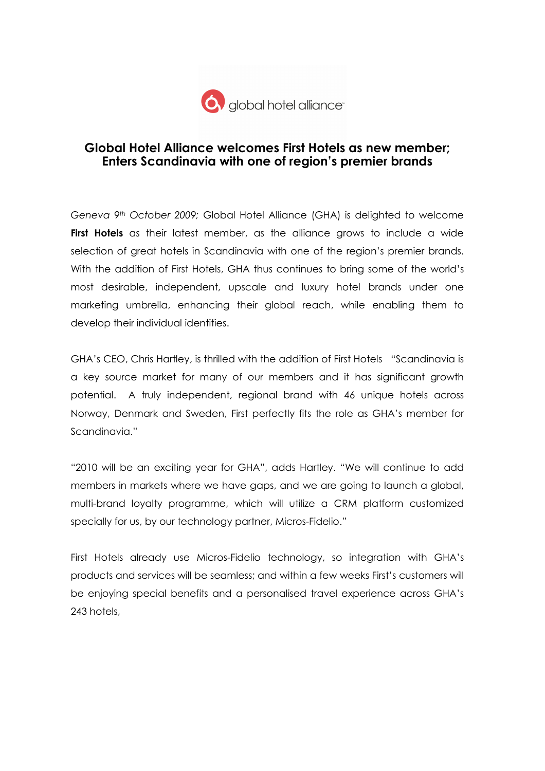global hotel alliance

# Global Hotel Alliance welcomes First Hotels as new member; Enters Scandinavia with one of region's premier brands

*Geneva 9th October 2009;* Global Hotel Alliance (GHA) is delighted to welcome **First Hotels** as their latest member, as the alliance grows to include a wide selection of great hotels in Scandinavia with one of the region's premier brands. With the addition of First Hotels, GHA thus continues to bring some of the world's most desirable, independent, upscale and luxury hotel brands under one marketing umbrella, enhancing their global reach, while enabling them to develop their individual identities.

GHA's CEO, Chris Hartley, is thrilled with the addition of First Hotels "Scandinavia is a key source market for many of our members and it has significant growth potential. A truly independent, regional brand with 46 unique hotels across Norway, Denmark and Sweden, First perfectly fits the role as GHA's member for Scandinavia."

"2010 will be an exciting year for GHA", adds Hartley. "We will continue to add members in markets where we have gaps, and we are going to launch a global, multi-brand loyalty programme, which will utilize a CRM platform customized specially for us, by our technology partner, Micros-Fidelio."

First Hotels already use Micros-Fidelio technology, so integration with GHA's products and services will be seamless; and within a few weeks First's customers will be enjoying special benefits and a personalised travel experience across GHA's 243 hotels,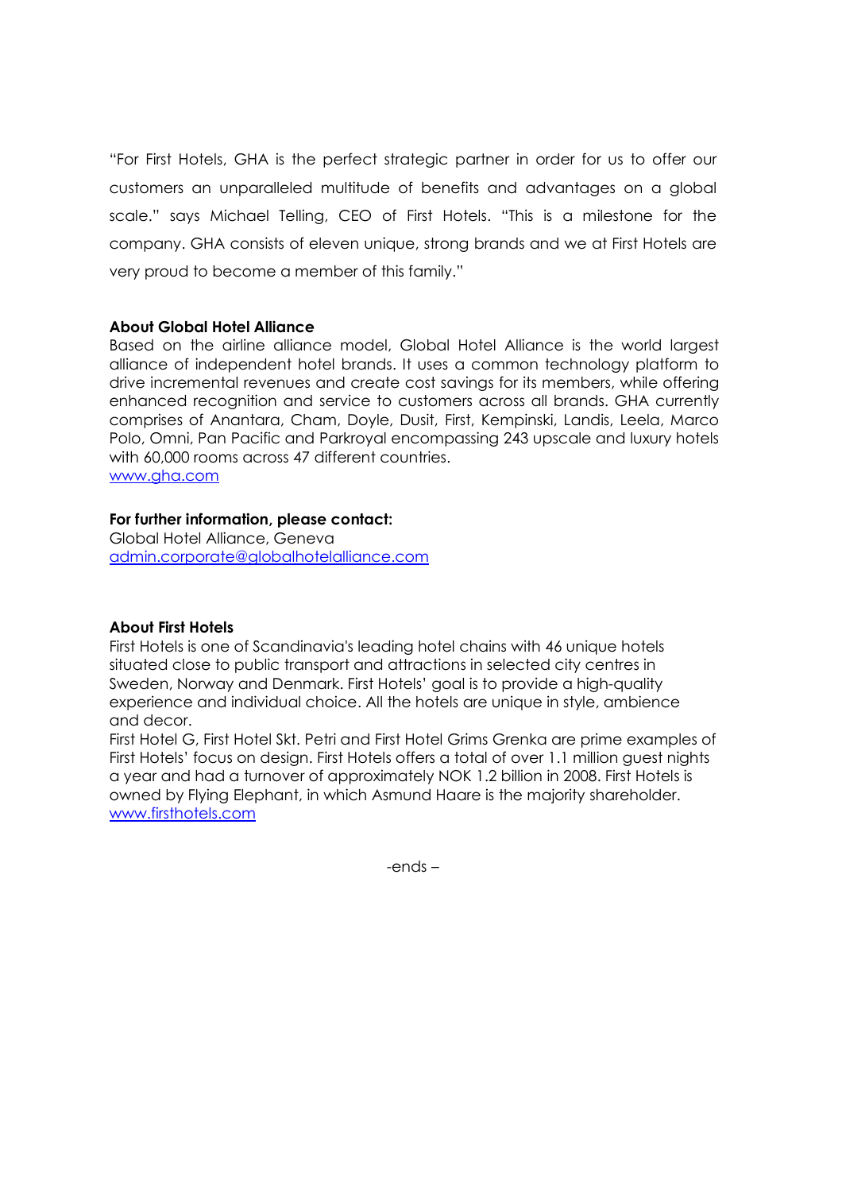"For First Hotels, GHA is the perfect strategic partner in order for us to offer our customers an unparaleled multitude of benefits and advantages on a global scale." says Michael Telling, CEO of First Hotels. "This is a milestone for the company. GHA consists of eleven unique, strong brands and we at First Hotels are very proud to become a member of this family."

**About Global Hotel Alliance**

Based on the airline alliance model, Global Hotel Alliance is the world largest alliance of independent hotel brands. It uses a common technology platform to drive incremental revenues and create cost savings for its members, while offering enhanced recognition and service to customers across all brands. GHA currently comprises of Anantara, Cham, Doyle, Dusit, First, Kempinski, Landis, Leela, Marco Polo, Omni, Pan Pacific and Parkroyal encompassing 243 upscale and luxury hotels with 60,000 rooms across 47 different countries.
[www.gha.com](http://www.gha.com)

**For further information, please contact:**

Global Hotel Alliance, Geneva
[admin.corporate@globalhotelalliance.com](mailto:admin.corporate@globalhotelalliance.com)

**About First Hotels**

First Hotels is one of Scandinavia's leading hotel chains with 46 unique hotels situated close to public transport and attractions in selected city centres in Sweden, Norway and Denmark. First Hotels' goal is to provide a high-quality experience and individual choice. All the hotels are unique in style, ambience and decor.

First Hotel G, First Hotel Skt. Petri and First Hotel Grims Grenka are prime examples of First Hotels' focus on design. First Hotels offers a total of over 1.1 million guest nights a year and had a turnover of approximately NOK 1.2 billion in 2008. First Hotels is owned by Flying Elephant, in which Asmund Haare is the majority shareholder.
[www.firsthotels.com](http://www.firsthotels.com)

-ends –